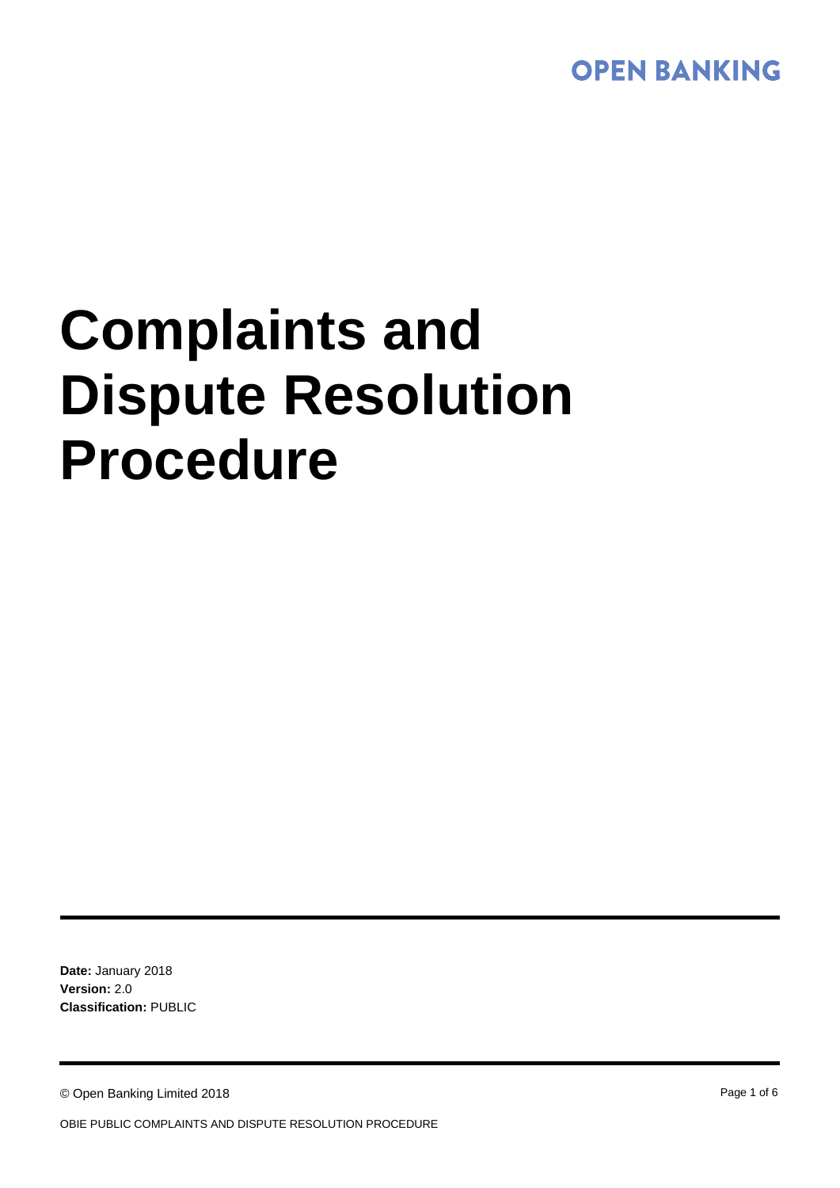OPEN BANKING

# Complaints and Dispute Resolution Procedure

**Date:** January 2018
**Version:** 2.0
**Classification:** PUBLIC

© Open Banking Limited 2018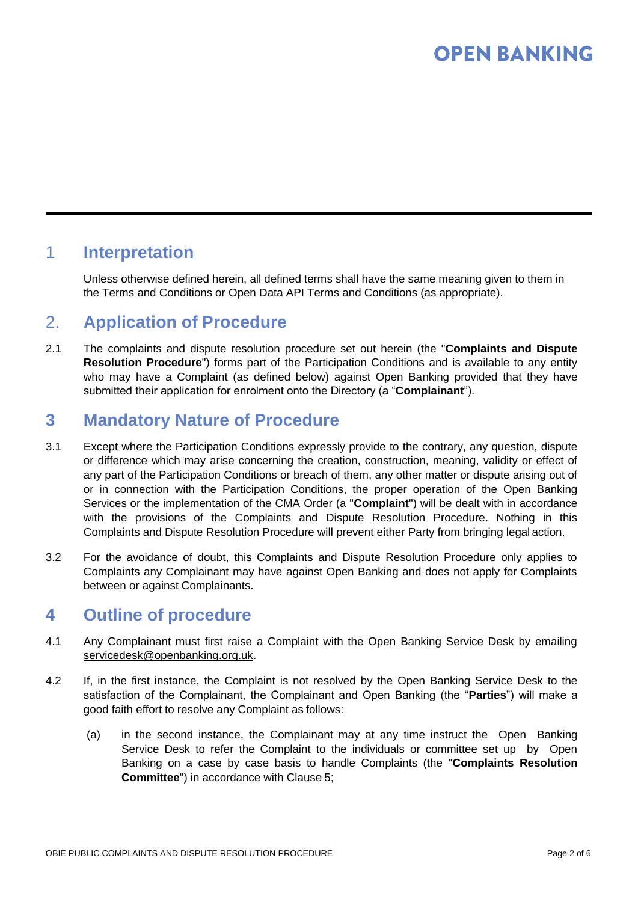## 1 Interpretation

Unless otherwise defined herein, all defined terms shall have the same meaning given to them in the Terms and Conditions or Open Data API Terms and Conditions (as appropriate).

## 2. Application of Procedure

2.1 The complaints and dispute resolution procedure set out herein (the "**Complaints and Dispute Resolution Procedure**") forms part of the Participation Conditions and is available to any entity who may have a Complaint (as defined below) against Open Banking provided that they have submitted their application for enrolment onto the Directory (a "**Complainant**").

## 3 Mandatory Nature of Procedure

3.1 Except where the Participation Conditions expressly provide to the contrary, any question, dispute or difference which may arise concerning the creation, construction, meaning, validity or effect of any part of the Participation Conditions or breach of them, any other matter or dispute arising out of or in connection with the Participation Conditions, the proper operation of the Open Banking Services or the implementation of the CMA Order (a "**Complaint**") will be dealt with in accordance with the provisions of the Complaints and Dispute Resolution Procedure. Nothing in this Complaints and Dispute Resolution Procedure will prevent either Party from bringing legal action.

3.2 For the avoidance of doubt, this Complaints and Dispute Resolution Procedure only applies to Complaints any Complainant may have against Open Banking and does not apply for Complaints between or against Complainants.

## 4 Outline of procedure

4.1 Any Complainant must first raise a Complaint with the Open Banking Service Desk by emailing servicedesk@openbanking.org.uk.

4.2 If, in the first instance, the Complaint is not resolved by the Open Banking Service Desk to the satisfaction of the Complainant, the Complainant and Open Banking (the "**Parties**") will make a good faith effort to resolve any Complaint as follows:

(a) in the second instance, the Complainant may at any time instruct the Open Banking Service Desk to refer the Complaint to the individuals or committee set up by Open Banking on a case by case basis to handle Complaints (the "**Complaints Resolution Committee**") in accordance with Clause 5;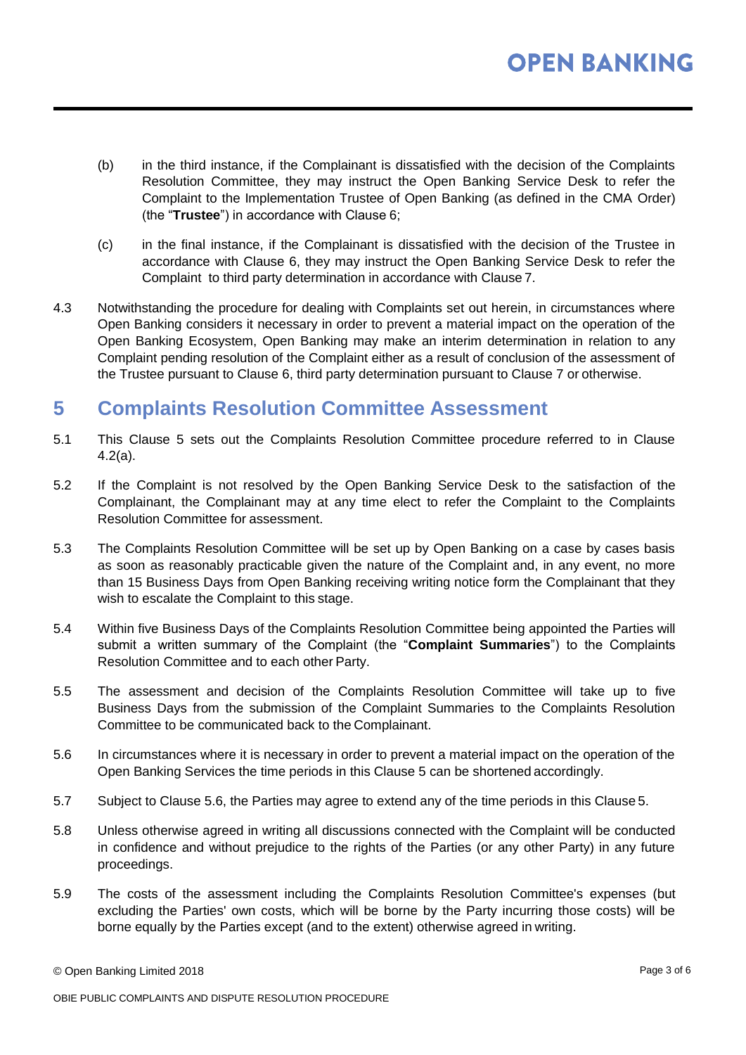(b) in the third instance, if the Complainant is dissatisfied with the decision of the Complaints Resolution Committee, they may instruct the Open Banking Service Desk to refer the Complaint to the Implementation Trustee of Open Banking (as defined in the CMA Order) (the "**Trustee**") in accordance with Clause 6;

(c) in the final instance, if the Complainant is dissatisfied with the decision of the Trustee in accordance with Clause 6, they may instruct the Open Banking Service Desk to refer the Complaint to third party determination in accordance with Clause 7.

4.3 Notwithstanding the procedure for dealing with Complaints set out herein, in circumstances where Open Banking considers it necessary in order to prevent a material impact on the operation of the Open Banking Ecosystem, Open Banking may make an interim determination in relation to any Complaint pending resolution of the Complaint either as a result of conclusion of the assessment of the Trustee pursuant to Clause 6, third party determination pursuant to Clause 7 or otherwise.

## 5 Complaints Resolution Committee Assessment

5.1 This Clause 5 sets out the Complaints Resolution Committee procedure referred to in Clause 4.2(a).

5.2 If the Complaint is not resolved by the Open Banking Service Desk to the satisfaction of the Complainant, the Complainant may at any time elect to refer the Complaint to the Complaints Resolution Committee for assessment.

5.3 The Complaints Resolution Committee will be set up by Open Banking on a case by cases basis as soon as reasonably practicable given the nature of the Complaint and, in any event, no more than 15 Business Days from Open Banking receiving writing notice form the Complainant that they wish to escalate the Complaint to this stage.

5.4 Within five Business Days of the Complaints Resolution Committee being appointed the Parties will submit a written summary of the Complaint (the "**Complaint Summaries**") to the Complaints Resolution Committee and to each other Party.

5.5 The assessment and decision of the Complaints Resolution Committee will take up to five Business Days from the submission of the Complaint Summaries to the Complaints Resolution Committee to be communicated back to the Complainant.

5.6 In circumstances where it is necessary in order to prevent a material impact on the operation of the Open Banking Services the time periods in this Clause 5 can be shortened accordingly.

5.7 Subject to Clause 5.6, the Parties may agree to extend any of the time periods in this Clause 5.

5.8 Unless otherwise agreed in writing all discussions connected with the Complaint will be conducted in confidence and without prejudice to the rights of the Parties (or any other Party) in any future proceedings.

5.9 The costs of the assessment including the Complaints Resolution Committee's expenses (but excluding the Parties' own costs, which will be borne by the Party incurring those costs) will be borne equally by the Parties except (and to the extent) otherwise agreed in writing.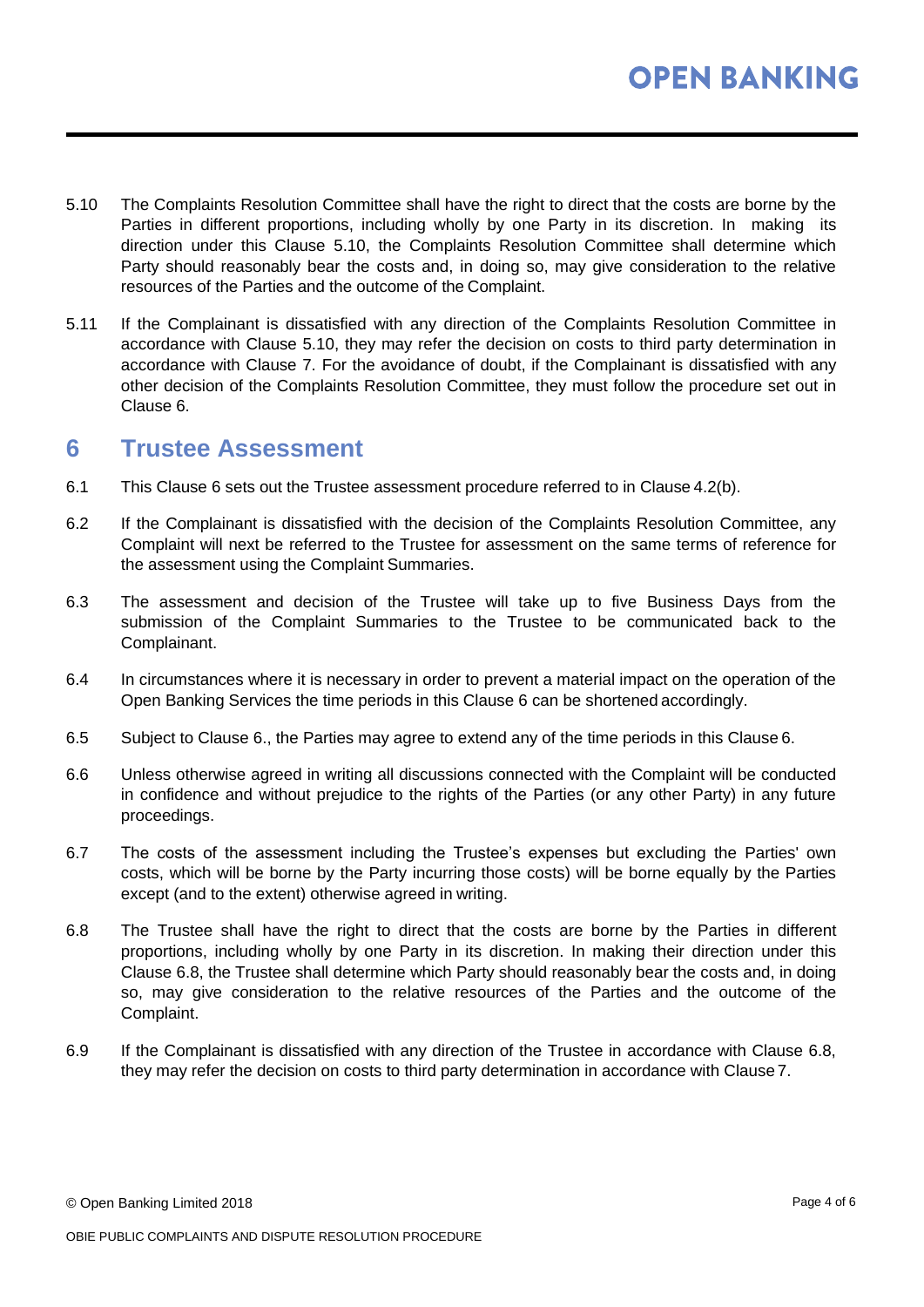5.10 The Complaints Resolution Committee shall have the right to direct that the costs are borne by the Parties in different proportions, including wholly by one Party in its discretion. In making its direction under this Clause 5.10, the Complaints Resolution Committee shall determine which Party should reasonably bear the costs and, in doing so, may give consideration to the relative resources of the Parties and the outcome of the Complaint.

5.11 If the Complainant is dissatisfied with any direction of the Complaints Resolution Committee in accordance with Clause 5.10, they may refer the decision on costs to third party determination in accordance with Clause 7. For the avoidance of doubt, if the Complainant is dissatisfied with any other decision of the Complaints Resolution Committee, they must follow the procedure set out in Clause 6.

## 6 Trustee Assessment

6.1 This Clause 6 sets out the Trustee assessment procedure referred to in Clause 4.2(b).

6.2 If the Complainant is dissatisfied with the decision of the Complaints Resolution Committee, any Complaint will next be referred to the Trustee for assessment on the same terms of reference for the assessment using the Complaint Summaries.

6.3 The assessment and decision of the Trustee will take up to five Business Days from the submission of the Complaint Summaries to the Trustee to be communicated back to the Complainant.

6.4 In circumstances where it is necessary in order to prevent a material impact on the operation of the Open Banking Services the time periods in this Clause 6 can be shortened accordingly.

6.5 Subject to Clause 6., the Parties may agree to extend any of the time periods in this Clause 6.

6.6 Unless otherwise agreed in writing all discussions connected with the Complaint will be conducted in confidence and without prejudice to the rights of the Parties (or any other Party) in any future proceedings.

6.7 The costs of the assessment including the Trustee's expenses but excluding the Parties' own costs, which will be borne by the Party incurring those costs) will be borne equally by the Parties except (and to the extent) otherwise agreed in writing.

6.8 The Trustee shall have the right to direct that the costs are borne by the Parties in different proportions, including wholly by one Party in its discretion. In making their direction under this Clause 6.8, the Trustee shall determine which Party should reasonably bear the costs and, in doing so, may give consideration to the relative resources of the Parties and the outcome of the Complaint.

6.9 If the Complainant is dissatisfied with any direction of the Trustee in accordance with Clause 6.8, they may refer the decision on costs to third party determination in accordance with Clause 7.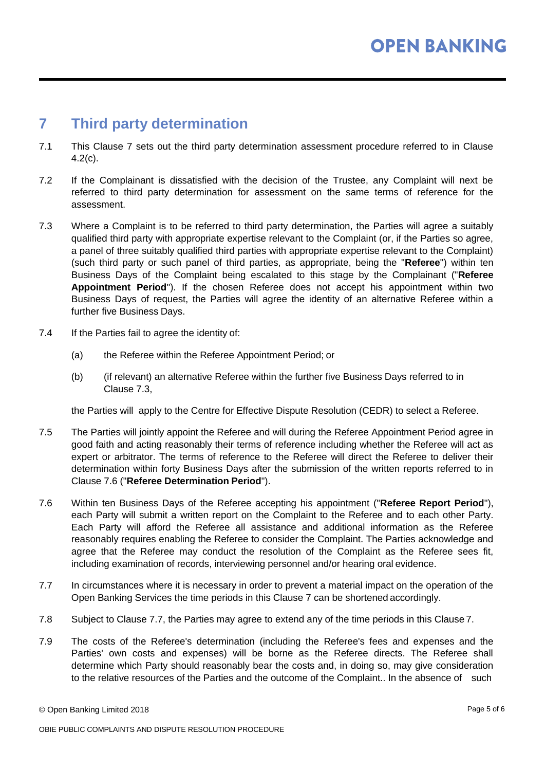## 7 Third party determination

7.1 This Clause 7 sets out the third party determination assessment procedure referred to in Clause 4.2(c).

7.2 If the Complainant is dissatisfied with the decision of the Trustee, any Complaint will next be referred to third party determination for assessment on the same terms of reference for the assessment.

7.3 Where a Complaint is to be referred to third party determination, the Parties will agree a suitably qualified third party with appropriate expertise relevant to the Complaint (or, if the Parties so agree, a panel of three suitably qualified third parties with appropriate expertise relevant to the Complaint) (such third party or such panel of third parties, as appropriate, being the "**Referee**") within ten Business Days of the Complaint being escalated to this stage by the Complainant ("**Referee Appointment Period**"). If the chosen Referee does not accept his appointment within two Business Days of request, the Parties will agree the identity of an alternative Referee within a further five Business Days.

7.4 If the Parties fail to agree the identity of:

(a) the Referee within the Referee Appointment Period; or

(b) (if relevant) an alternative Referee within the further five Business Days referred to in Clause 7.3,

the Parties will apply to the Centre for Effective Dispute Resolution (CEDR) to select a Referee.

7.5 The Parties will jointly appoint the Referee and will during the Referee Appointment Period agree in good faith and acting reasonably their terms of reference including whether the Referee will act as expert or arbitrator. The terms of reference to the Referee will direct the Referee to deliver their determination within forty Business Days after the submission of the written reports referred to in Clause 7.6 ("**Referee Determination Period**").

7.6 Within ten Business Days of the Referee accepting his appointment ("**Referee Report Period**"), each Party will submit a written report on the Complaint to the Referee and to each other Party. Each Party will afford the Referee all assistance and additional information as the Referee reasonably requires enabling the Referee to consider the Complaint. The Parties acknowledge and agree that the Referee may conduct the resolution of the Complaint as the Referee sees fit, including examination of records, interviewing personnel and/or hearing oral evidence.

7.7 In circumstances where it is necessary in order to prevent a material impact on the operation of the Open Banking Services the time periods in this Clause 7 can be shortened accordingly.

7.8 Subject to Clause 7.7, the Parties may agree to extend any of the time periods in this Clause 7.

7.9 The costs of the Referee's determination (including the Referee's fees and expenses and the Parties' own costs and expenses) will be borne as the Referee directs. The Referee shall determine which Party should reasonably bear the costs and, in doing so, may give consideration to the relative resources of the Parties and the outcome of the Complaint.. In the absence of such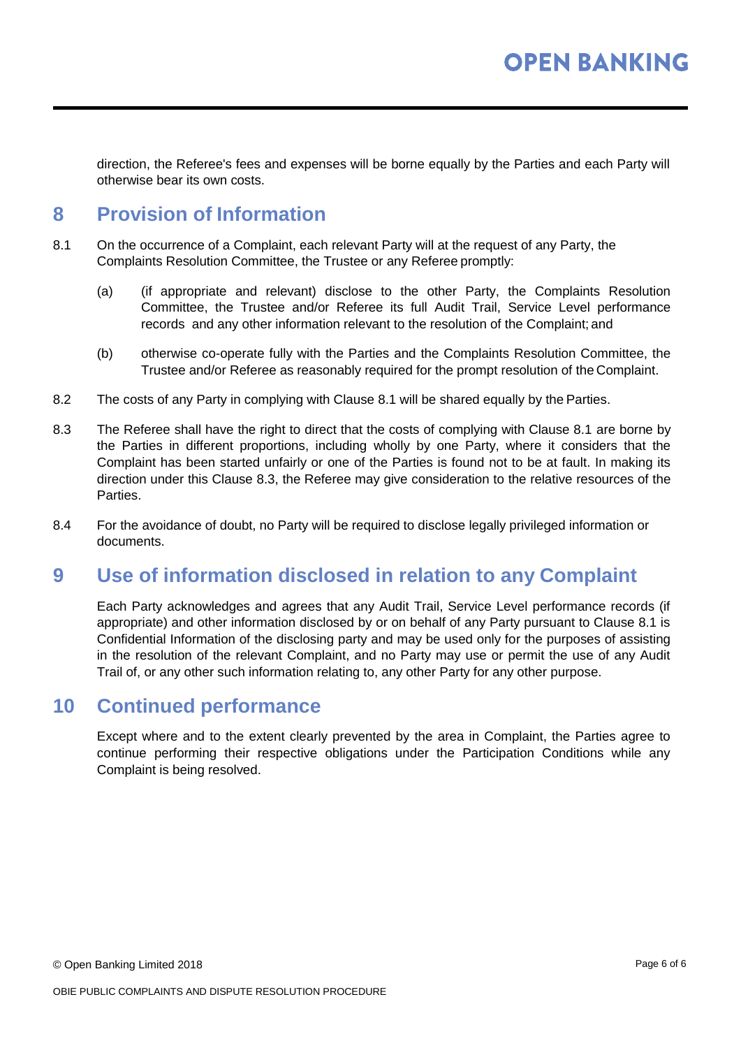direction, the Referee's fees and expenses will be borne equally by the Parties and each Party will otherwise bear its own costs.

## 8 Provision of Information

8.1 On the occurrence of a Complaint, each relevant Party will at the request of any Party, the Complaints Resolution Committee, the Trustee or any Referee promptly:

(a) (if appropriate and relevant) disclose to the other Party, the Complaints Resolution Committee, the Trustee and/or Referee its full Audit Trail, Service Level performance records and any other information relevant to the resolution of the Complaint; and

(b) otherwise co-operate fully with the Parties and the Complaints Resolution Committee, the Trustee and/or Referee as reasonably required for the prompt resolution of the Complaint.

8.2 The costs of any Party in complying with Clause 8.1 will be shared equally by the Parties.

8.3 The Referee shall have the right to direct that the costs of complying with Clause 8.1 are borne by the Parties in different proportions, including wholly by one Party, where it considers that the Complaint has been started unfairly or one of the Parties is found not to be at fault. In making its direction under this Clause 8.3, the Referee may give consideration to the relative resources of the Parties.

8.4 For the avoidance of doubt, no Party will be required to disclose legally privileged information or documents.

## 9 Use of information disclosed in relation to any Complaint

Each Party acknowledges and agrees that any Audit Trail, Service Level performance records (if appropriate) and other information disclosed by or on behalf of any Party pursuant to Clause 8.1 is Confidential Information of the disclosing party and may be used only for the purposes of assisting in the resolution of the relevant Complaint, and no Party may use or permit the use of any Audit Trail of, or any other such information relating to, any other Party for any other purpose.

## 10 Continued performance

Except where and to the extent clearly prevented by the area in Complaint, the Parties agree to continue performing their respective obligations under the Participation Conditions while any Complaint is being resolved.